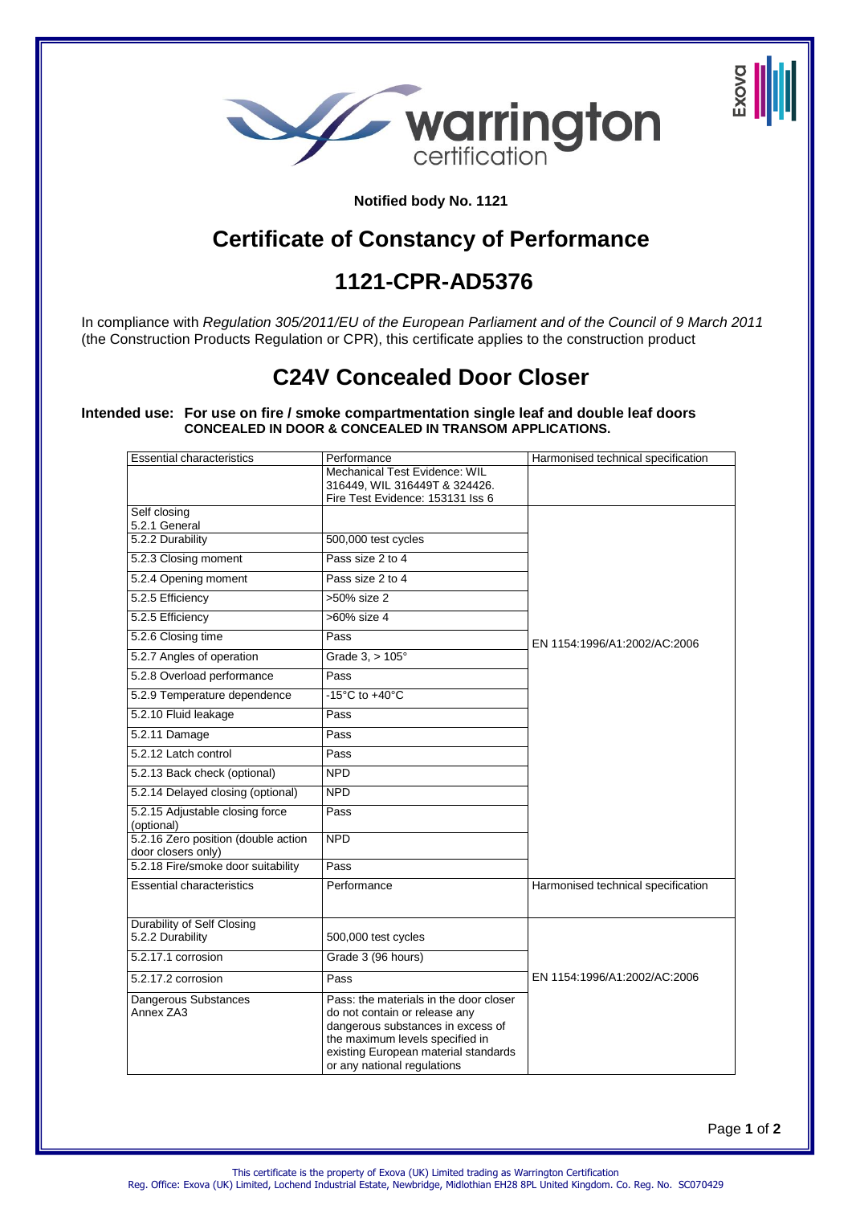**Notified body No. 1121**

# Certificate of Constancy of Performance

## 1121-CPR-AD5376

In compliance with *Regulation 305/2011/EU of the European Parliament and of the Council of 9 March 2011* (the Construction Products Regulation or CPR), this certificate applies to the construction product

## C24V Concealed Door Closer

**Intended use: For use on fire / smoke compartmentation single leaf and double leaf doors CONCEALED IN DOOR & CONCEALED IN TRANSOM APPLICATIONS.**

| Essential characteristics | Performance | Harmonised technical specification |
|---|---|---|
| | Mechanical Test Evidence: WIL 316449, WIL 316449T & 324426. Fire Test Evidence: 153131 Iss 6 | |
| Self closing 5.2.1 General | | EN 1154:1996/A1:2002/AC:2006 |
| 5.2.2 Durability | 500,000 test cycles | |
| 5.2.3 Closing moment | Pass size 2 to 4 | |
| 5.2.4 Opening moment | Pass size 2 to 4 | |
| 5.2.5 Efficiency | >50% size 2 | |
| 5.2.5 Efficiency | >60% size 4 | |
| 5.2.6 Closing time | Pass | |
| 5.2.7 Angles of operation | Grade 3, > 105° | |
| 5.2.8 Overload performance | Pass | |
| 5.2.9 Temperature dependence | -15°C to +40°C | |
| 5.2.10 Fluid leakage | Pass | |
| 5.2.11 Damage | Pass | |
| 5.2.12 Latch control | Pass | |
| 5.2.13 Back check (optional) | NPD | |
| 5.2.14 Delayed closing (optional) | NPD | |
| 5.2.15 Adjustable closing force (optional) | Pass | |
| 5.2.16 Zero position (double action door closers only) | NPD | |
| 5.2.18 Fire/smoke door suitability | Pass | |
| Essential characteristics | Performance | Harmonised technical specification |
| Durability of Self Closing 5.2.2 Durability | 500,000 test cycles | EN 1154:1996/A1:2002/AC:2006 |
| 5.2.17.1 corrosion | Grade 3 (96 hours) | |
| 5.2.17.2 corrosion | Pass | |
| Dangerous Substances Annex ZA3 | Pass: the materials in the door closer do not contain or release any dangerous substances in excess of the maximum levels specified in existing European material standards or any national regulations | |

This certificate is the property of Exova (UK) Limited trading as Warrington Certification
Reg. Office: Exova (UK) Limited, Lochend Industrial Estate, Newbridge, Midlothian EH28 8PL United Kingdom. Co. Reg. No. SC070429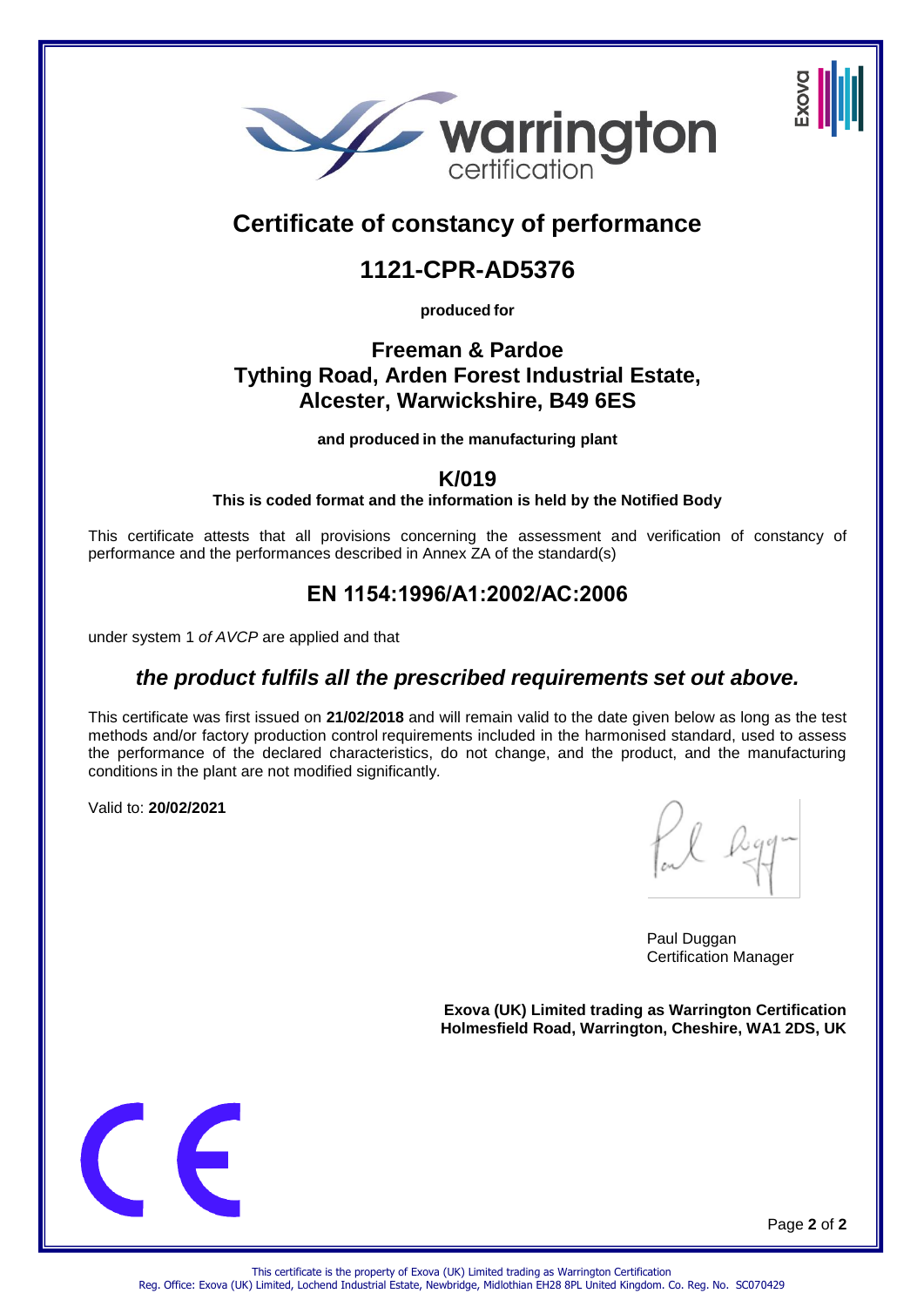# Certificate of constancy of performance

## 1121-CPR-AD5376

**produced for**

### Freeman & Pardoe
### Tything Road, Arden Forest Industrial Estate, Alcester, Warwickshire, B49 6ES

**and produced in the manufacturing plant**

### K/019

**This is coded format and the information is held by the Notified Body**

This certificate attests that all provisions concerning the assessment and verification of constancy of performance and the performances described in Annex ZA of the standard(s)

## EN 1154:1996/A1:2002/AC:2006

under system 1 *of AVCP* are applied and that

## *the product fulfils all the prescribed requirements set out above.*

This certificate was first issued on **21/02/2018** and will remain valid to the date given below as long as the test methods and/or factory production control requirements included in the harmonised standard, used to assess the performance of the declared characteristics, do not change, and the product, and the manufacturing conditions in the plant are not modified significantly.

Valid to: **20/02/2021**

Paul Duggan
Certification Manager

**Exova (UK) Limited trading as Warrington Certification**
**Holmesfield Road, Warrington, Cheshire, WA1 2DS, UK**

This certificate is the property of Exova (UK) Limited trading as Warrington Certification
Reg. Office: Exova (UK) Limited, Lochend Industrial Estate, Newbridge, Midlothian EH28 8PL United Kingdom. Co. Reg. No. SC070429